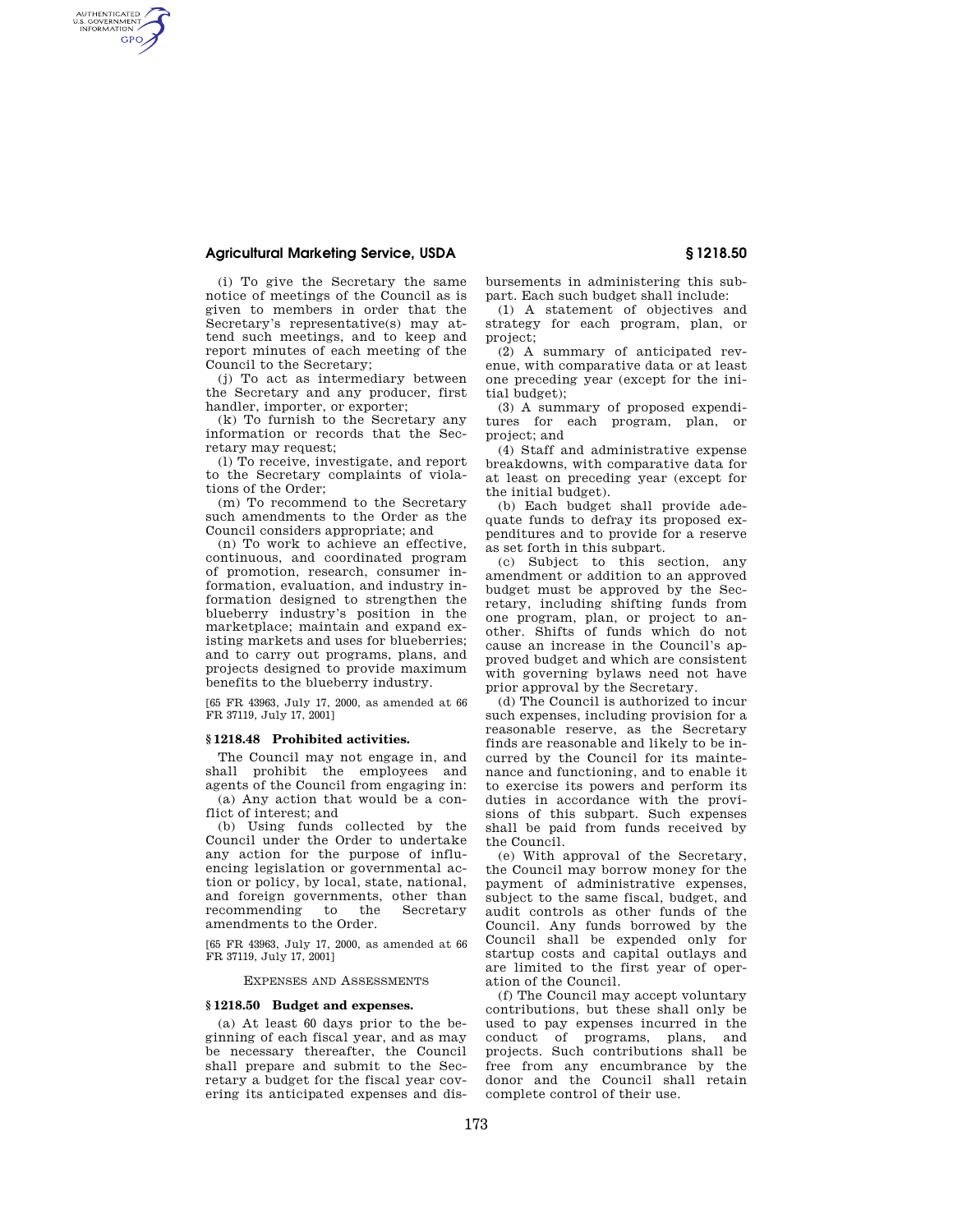(i) To give the Secretary the same notice of meetings of the Council as is given to members in order that the Secretary's representative(s) may attend such meetings, and to keep and report minutes of each meeting of the Council to the Secretary;

(j) To act as intermediary between the Secretary and any producer, first handler, importer, or exporter;

(k) To furnish to the Secretary any information or records that the Secretary may request;

(l) To receive, investigate, and report to the Secretary complaints of violations of the Order;

(m) To recommend to the Secretary such amendments to the Order as the Council considers appropriate; and

(n) To work to achieve an effective, continuous, and coordinated program of promotion, research, consumer information, evaluation, and industry information designed to strengthen the blueberry industry's position in the marketplace; maintain and expand existing markets and uses for blueberries; and to carry out programs, plans, and projects designed to provide maximum benefits to the blueberry industry.

[65 FR 43963, July 17, 2000, as amended at 66 FR 37119, July 17, 2001]

### § 1218.48 Prohibited activities.

The Council may not engage in, and shall prohibit the employees and agents of the Council from engaging in:

(a) Any action that would be a conflict of interest; and

(b) Using funds collected by the Council under the Order to undertake any action for the purpose of influencing legislation or governmental action or policy, by local, state, national, and foreign governments, other than recommending to the Secretary amendments to the Order.

[65 FR 43963, July 17, 2000, as amended at 66 FR 37119, July 17, 2001]

## EXPENSES AND ASSESSMENTS

### § 1218.50 Budget and expenses.

(a) At least 60 days prior to the beginning of each fiscal year, and as may be necessary thereafter, the Council shall prepare and submit to the Secretary a budget for the fiscal year covering its anticipated expenses and disbursements in administering this subpart. Each such budget shall include:

(1) A statement of objectives and strategy for each program, plan, or project;

(2) A summary of anticipated revenue, with comparative data or at least one preceding year (except for the initial budget);

(3) A summary of proposed expenditures for each program, plan, or project; and

(4) Staff and administrative expense breakdowns, with comparative data for at least on preceding year (except for the initial budget).

(b) Each budget shall provide adequate funds to defray its proposed expenditures and to provide for a reserve as set forth in this subpart.

(c) Subject to this section, any amendment or addition to an approved budget must be approved by the Secretary, including shifting funds from one program, plan, or project to another. Shifts of funds which do not cause an increase in the Council's approved budget and which are consistent with governing bylaws need not have prior approval by the Secretary.

(d) The Council is authorized to incur such expenses, including provision for a reasonable reserve, as the Secretary finds are reasonable and likely to be incurred by the Council for its maintenance and functioning, and to enable it to exercise its powers and perform its duties in accordance with the provisions of this subpart. Such expenses shall be paid from funds received by the Council.

(e) With approval of the Secretary, the Council may borrow money for the payment of administrative expenses, subject to the same fiscal, budget, and audit controls as other funds of the Council. Any funds borrowed by the Council shall be expended only for startup costs and capital outlays and are limited to the first year of operation of the Council.

(f) The Council may accept voluntary contributions, but these shall only be used to pay expenses incurred in the conduct of programs, plans, and projects. Such contributions shall be free from any encumbrance by the donor and the Council shall retain complete control of their use.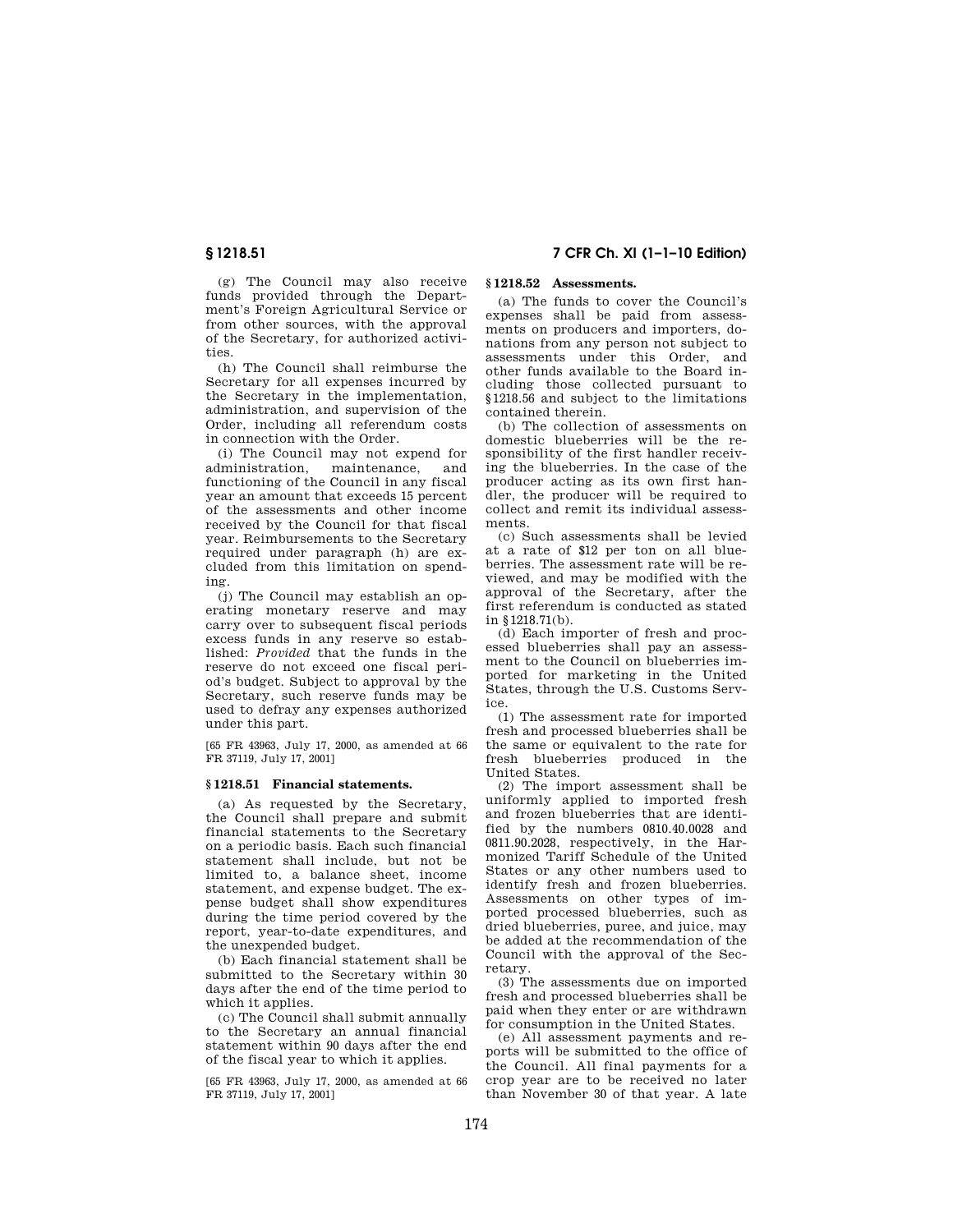(g) The Council may also receive funds provided through the Department's Foreign Agricultural Service or from other sources, with the approval of the Secretary, for authorized activities.

(h) The Council shall reimburse the Secretary for all expenses incurred by the Secretary in the implementation, administration, and supervision of the Order, including all referendum costs in connection with the Order.

(i) The Council may not expend for administration, maintenance, and functioning of the Council in any fiscal year an amount that exceeds 15 percent of the assessments and other income received by the Council for that fiscal year. Reimbursements to the Secretary required under paragraph (h) are excluded from this limitation on spending.

(j) The Council may establish an operating monetary reserve and may carry over to subsequent fiscal periods excess funds in any reserve so established: *Provided* that the funds in the reserve do not exceed one fiscal period's budget. Subject to approval by the Secretary, such reserve funds may be used to defray any expenses authorized under this part.

[65 FR 43963, July 17, 2000, as amended at 66 FR 37119, July 17, 2001]

### § 1218.51 Financial statements.

(a) As requested by the Secretary, the Council shall prepare and submit financial statements to the Secretary on a periodic basis. Each such financial statement shall include, but not be limited to, a balance sheet, income statement, and expense budget. The expense budget shall show expenditures during the time period covered by the report, year-to-date expenditures, and the unexpended budget.

(b) Each financial statement shall be submitted to the Secretary within 30 days after the end of the time period to which it applies.

(c) The Council shall submit annually to the Secretary an annual financial statement within 90 days after the end of the fiscal year to which it applies.

[65 FR 43963, July 17, 2000, as amended at 66 FR 37119, July 17, 2001]

### § 1218.52 Assessments.

(a) The funds to cover the Council's expenses shall be paid from assessments on producers and importers, donations from any person not subject to assessments under this Order, and other funds available to the Board including those collected pursuant to § 1218.56 and subject to the limitations contained therein.

(b) The collection of assessments on domestic blueberries will be the responsibility of the first handler receiving the blueberries. In the case of the producer acting as its own first handler, the producer will be required to collect and remit its individual assessments.

(c) Such assessments shall be levied at a rate of $12 per ton on all blueberries. The assessment rate will be reviewed, and may be modified with the approval of the Secretary, after the first referendum is conducted as stated in § 1218.71(b).

(d) Each importer of fresh and processed blueberries shall pay an assessment to the Council on blueberries imported for marketing in the United States, through the U.S. Customs Service.

(1) The assessment rate for imported fresh and processed blueberries shall be the same or equivalent to the rate for fresh blueberries produced in the United States.

(2) The import assessment shall be uniformly applied to imported fresh and frozen blueberries that are identified by the numbers 0810.40.0028 and 0811.90.2028, respectively, in the Harmonized Tariff Schedule of the United States or any other numbers used to identify fresh and frozen blueberries. Assessments on other types of imported processed blueberries, such as dried blueberries, puree, and juice, may be added at the recommendation of the Council with the approval of the Secretary.

(3) The assessments due on imported fresh and processed blueberries shall be paid when they enter or are withdrawn for consumption in the United States.

(e) All assessment payments and reports will be submitted to the office of the Council. All final payments for a crop year are to be received no later than November 30 of that year. A late